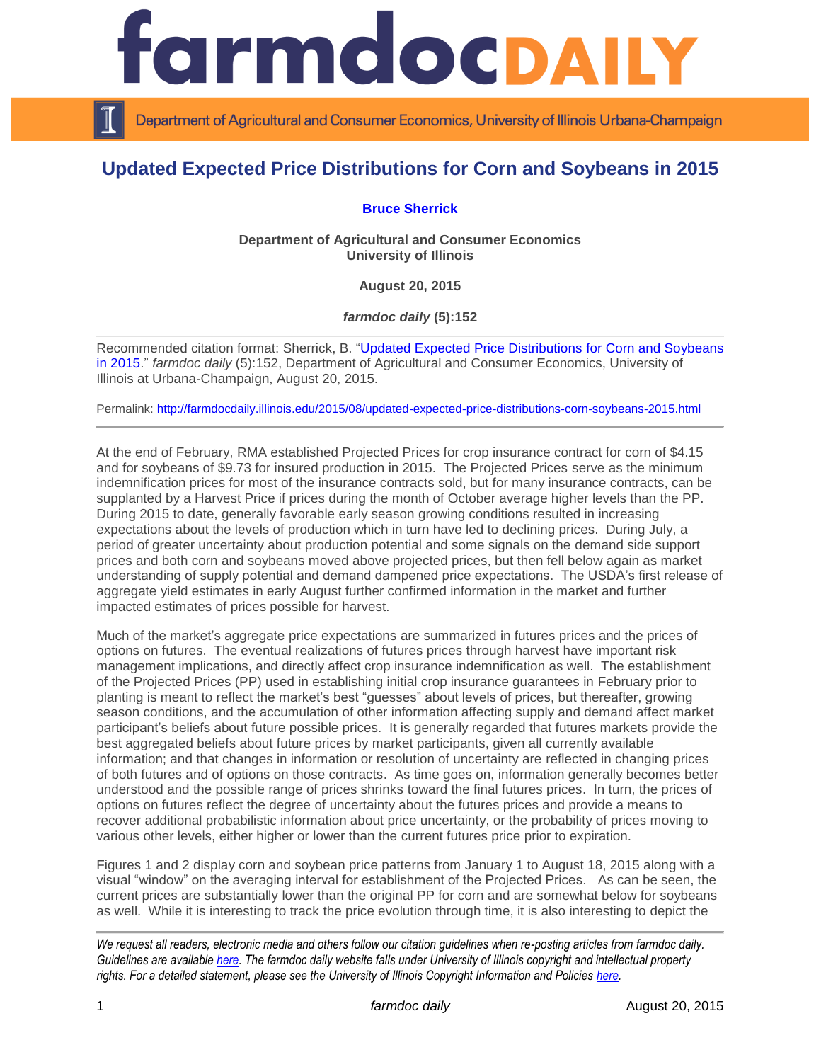# Updated Expected Price Distributions for Corn and Soybeans in 2015

**Bruce Sherrick**

**Department of Agricultural and Consumer Economics**
**University of Illinois**

**August 20, 2015**

***farmdoc daily* (5):152**

Recommended citation format: Sherrick, B. "Updated Expected Price Distributions for Corn and Soybeans in 2015." *farmdoc daily* (5):152, Department of Agricultural and Consumer Economics, University of Illinois at Urbana-Champaign, August 20, 2015.

Permalink: http://farmdocdaily.illinois.edu/2015/08/updated-expected-price-distributions-corn-soybeans-2015.html

At the end of February, RMA established Projected Prices for crop insurance contract for corn of $4.15 and for soybeans of $9.73 for insured production in 2015. The Projected Prices serve as the minimum indemnification prices for most of the insurance contracts sold, but for many insurance contracts, can be supplanted by a Harvest Price if prices during the month of October average higher levels than the PP. During 2015 to date, generally favorable early season growing conditions resulted in increasing expectations about the levels of production which in turn have led to declining prices. During July, a period of greater uncertainty about production potential and some signals on the demand side support prices and both corn and soybeans moved above projected prices, but then fell below again as market understanding of supply potential and demand dampened price expectations. The USDA's first release of aggregate yield estimates in early August further confirmed information in the market and further impacted estimates of prices possible for harvest.

Much of the market's aggregate price expectations are summarized in futures prices and the prices of options on futures. The eventual realizations of futures prices through harvest have important risk management implications, and directly affect crop insurance indemnification as well. The establishment of the Projected Prices (PP) used in establishing initial crop insurance guarantees in February prior to planting is meant to reflect the market's best "guesses" about levels of prices, but thereafter, growing season conditions, and the accumulation of other information affecting supply and demand affect market participant's beliefs about future possible prices. It is generally regarded that futures markets provide the best aggregated beliefs about future prices by market participants, given all currently available information; and that changes in information or resolution of uncertainty are reflected in changing prices of both futures and of options on those contracts. As time goes on, information generally becomes better understood and the possible range of prices shrinks toward the final futures prices. In turn, the prices of options on futures reflect the degree of uncertainty about the futures prices and provide a means to recover additional probabilistic information about price uncertainty, or the probability of prices moving to various other levels, either higher or lower than the current futures price prior to expiration.

Figures 1 and 2 display corn and soybean price patterns from January 1 to August 18, 2015 along with a visual "window" on the averaging interval for establishment of the Projected Prices. As can be seen, the current prices are substantially lower than the original PP for corn and are somewhat below for soybeans as well. While it is interesting to track the price evolution through time, it is also interesting to depict the

*We request all readers, electronic media and others follow our citation guidelines when re-posting articles from farmdoc daily. Guidelines are available here. The farmdoc daily website falls under University of Illinois copyright and intellectual property rights. For a detailed statement, please see the University of Illinois Copyright Information and Policies here.*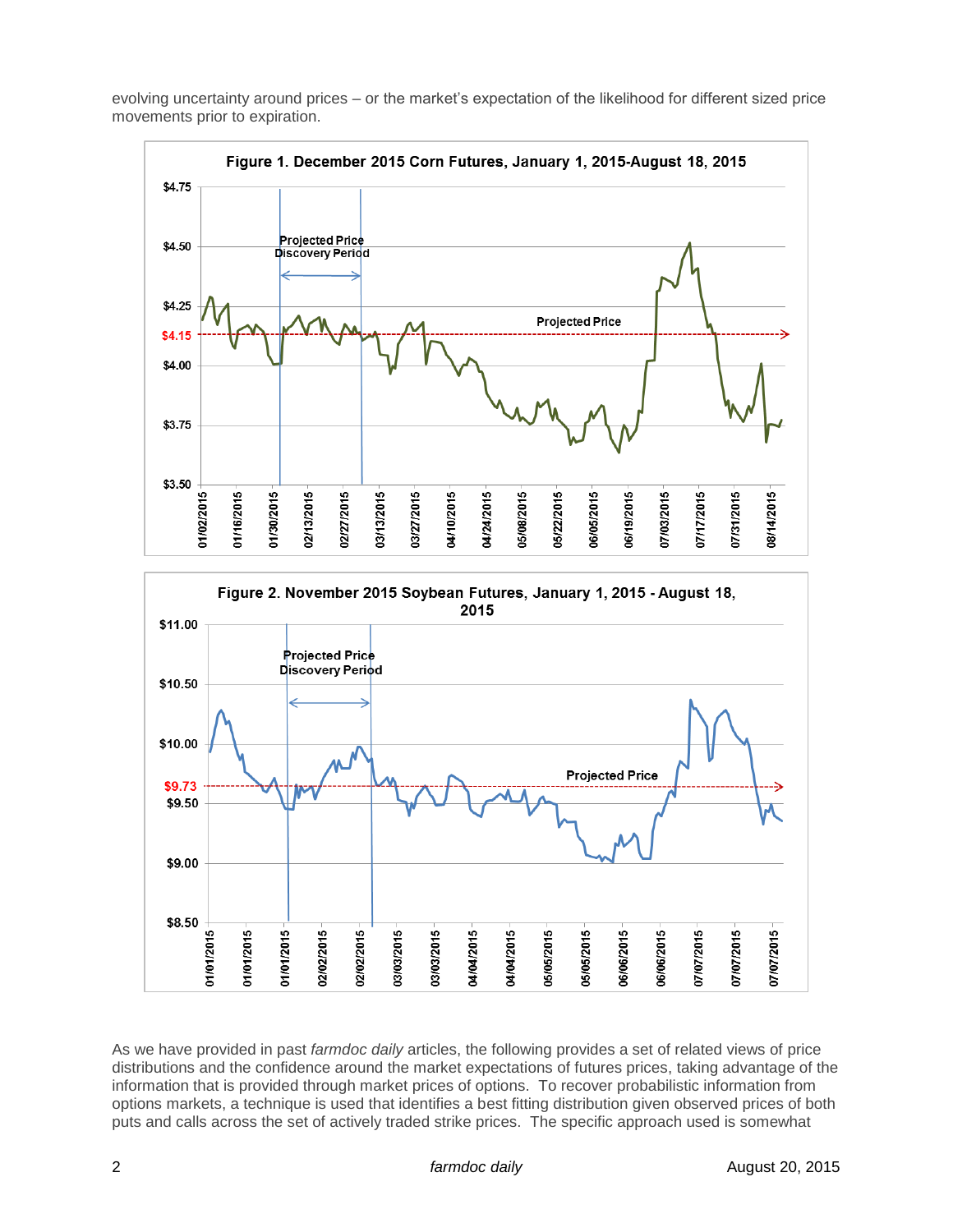evolving uncertainty around prices – or the market's expectation of the likelihood for different sized price movements prior to expiration.

**Figure 1. December 2015 Corn Futures, January 1, 2015-August 18, 2015**

**Figure 2. November 2015 Soybean Futures, January 1, 2015 - August 18, 2015**

As we have provided in past *farmdoc daily* articles, the following provides a set of related views of price distributions and the confidence around the market expectations of futures prices, taking advantage of the information that is provided through market prices of options. To recover probabilistic information from options markets, a technique is used that identifies a best fitting distribution given observed prices of both puts and calls across the set of actively traded strike prices. The specific approach used is somewhat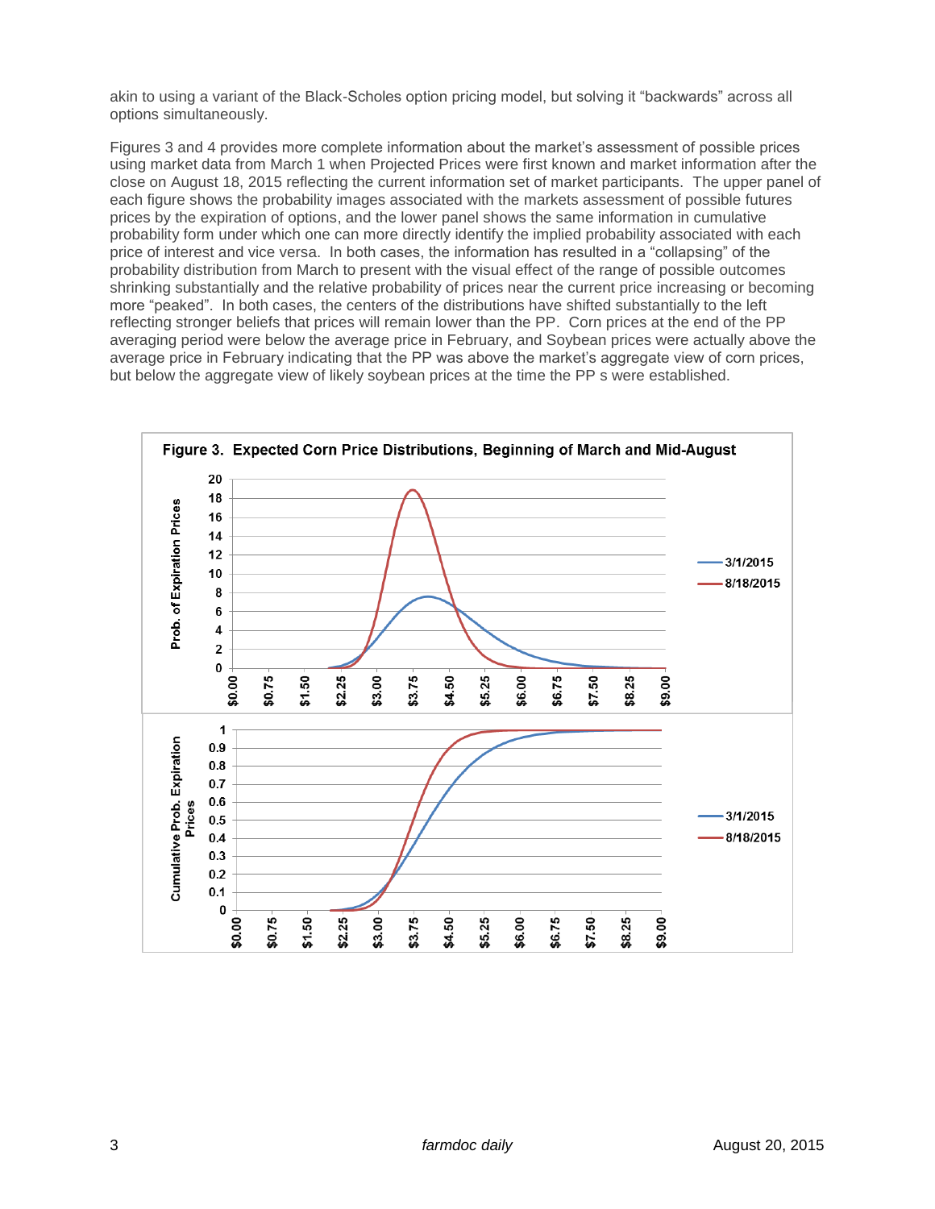akin to using a variant of the Black-Scholes option pricing model, but solving it "backwards" across all options simultaneously.

Figures 3 and 4 provides more complete information about the market's assessment of possible prices using market data from March 1 when Projected Prices were first known and market information after the close on August 18, 2015 reflecting the current information set of market participants. The upper panel of each figure shows the probability images associated with the markets assessment of possible futures prices by the expiration of options, and the lower panel shows the same information in cumulative probability form under which one can more directly identify the implied probability associated with each price of interest and vice versa. In both cases, the information has resulted in a "collapsing" of the probability distribution from March to present with the visual effect of the range of possible outcomes shrinking substantially and the relative probability of prices near the current price increasing or becoming more "peaked". In both cases, the centers of the distributions have shifted substantially to the left reflecting stronger beliefs that prices will remain lower than the PP. Corn prices at the end of the PP averaging period were below the average price in February, and Soybean prices were actually above the average price in February indicating that the PP was above the market's aggregate view of corn prices, but below the aggregate view of likely soybean prices at the time the PP s were established.

**Figure 3. Expected Corn Price Distributions, Beginning of March and Mid-August**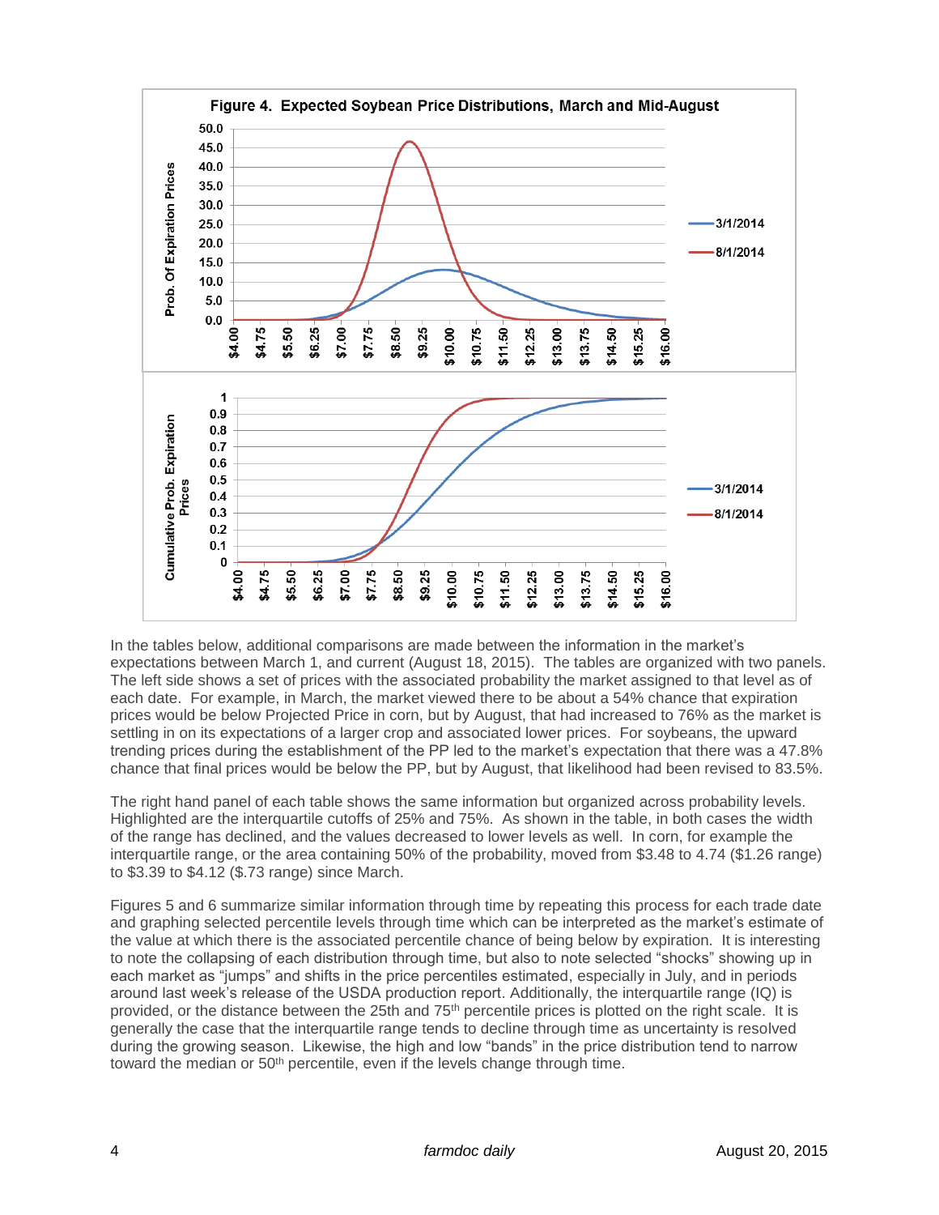**Figure 4. Expected Soybean Price Distributions, March and Mid-August**

In the tables below, additional comparisons are made between the information in the market's expectations between March 1, and current (August 18, 2015). The tables are organized with two panels. The left side shows a set of prices with the associated probability the market assigned to that level as of each date. For example, in March, the market viewed there to be about a 54% chance that expiration prices would be below Projected Price in corn, but by August, that had increased to 76% as the market is settling in on its expectations of a larger crop and associated lower prices. For soybeans, the upward trending prices during the establishment of the PP led to the market's expectation that there was a 47.8% chance that final prices would be below the PP, but by August, that likelihood had been revised to 83.5%.

The right hand panel of each table shows the same information but organized across probability levels. Highlighted are the interquartile cutoffs of 25% and 75%. As shown in the table, in both cases the width of the range has declined, and the values decreased to lower levels as well. In corn, for example the interquartile range, or the area containing 50% of the probability, moved from $3.48 to 4.74 ($1.26 range) to $3.39 to $4.12 ($.73 range) since March.

Figures 5 and 6 summarize similar information through time by repeating this process for each trade date and graphing selected percentile levels through time which can be interpreted as the market's estimate of the value at which there is the associated percentile chance of being below by expiration. It is interesting to note the collapsing of each distribution through time, but also to note selected "shocks" showing up in each market as "jumps" and shifts in the price percentiles estimated, especially in July, and in periods around last week's release of the USDA production report. Additionally, the interquartile range (IQ) is provided, or the distance between the 25th and 75th percentile prices is plotted on the right scale. It is generally the case that the interquartile range tends to decline through time as uncertainty is resolved during the growing season. Likewise, the high and low "bands" in the price distribution tend to narrow toward the median or 50th percentile, even if the levels change through time.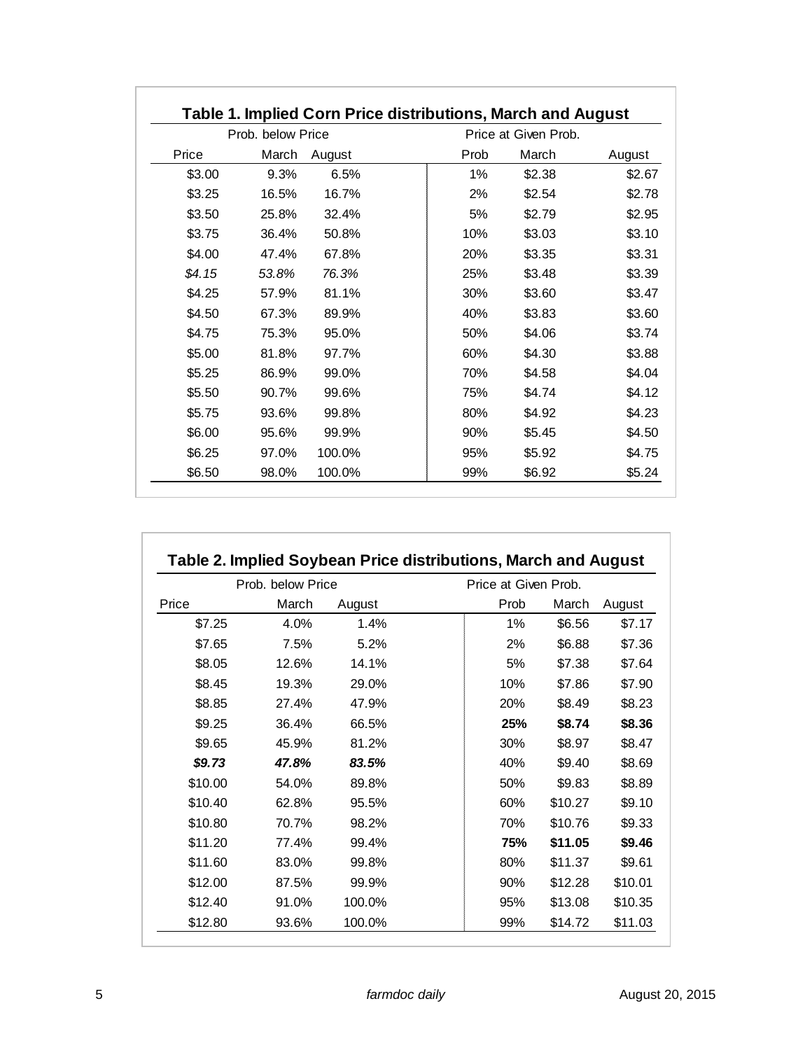**Table 1. Implied Corn Price distributions, March and August**

| Prob. below Price | | | Price at Given Prob. | | |
|---|---|---|---|---|---|
| Price | March | August | Prob | March | August |
| $3.00 | 9.3% | 6.5% | 1% | $2.38 | $2.67 |
| $3.25 | 16.5% | 16.7% | 2% | $2.54 | $2.78 |
| $3.50 | 25.8% | 32.4% | 5% | $2.79 | $2.95 |
| $3.75 | 36.4% | 50.8% | 10% | $3.03 | $3.10 |
| $4.00 | 47.4% | 67.8% | 20% | $3.35 | $3.31 |
| *$4.15* | *53.8%* | *76.3%* | 25% | $3.48 | $3.39 |
| $4.25 | 57.9% | 81.1% | 30% | $3.60 | $3.47 |
| $4.50 | 67.3% | 89.9% | 40% | $3.83 | $3.60 |
| $4.75 | 75.3% | 95.0% | 50% | $4.06 | $3.74 |
| $5.00 | 81.8% | 97.7% | 60% | $4.30 | $3.88 |
| $5.25 | 86.9% | 99.0% | 70% | $4.58 | $4.04 |
| $5.50 | 90.7% | 99.6% | 75% | $4.74 | $4.12 |
| $5.75 | 93.6% | 99.8% | 80% | $4.92 | $4.23 |
| $6.00 | 95.6% | 99.9% | 90% | $5.45 | $4.50 |
| $6.25 | 97.0% | 100.0% | 95% | $5.92 | $4.75 |
| $6.50 | 98.0% | 100.0% | 99% | $6.92 | $5.24 |

**Table 2. Implied Soybean Price distributions, March and August**

| Prob. below Price | | | Price at Given Prob. | | |
|---|---|---|---|---|---|
| Price | March | August | Prob | March | August |
| $7.25 | 4.0% | 1.4% | 1% | $6.56 | $7.17 |
| $7.65 | 7.5% | 5.2% | 2% | $6.88 | $7.36 |
| $8.05 | 12.6% | 14.1% | 5% | $7.38 | $7.64 |
| $8.45 | 19.3% | 29.0% | 10% | $7.86 | $7.90 |
| $8.85 | 27.4% | 47.9% | 20% | $8.49 | $8.23 |
| $9.25 | 36.4% | 66.5% | **25%** | **$8.74** | **$8.36** |
| $9.65 | 45.9% | 81.2% | 30% | $8.97 | $8.47 |
| ***$9.73*** | ***47.8%*** | ***83.5%*** | 40% | $9.40 | $8.69 |
| $10.00 | 54.0% | 89.8% | 50% | $9.83 | $8.89 |
| $10.40 | 62.8% | 95.5% | 60% | $10.27 | $9.10 |
| $10.80 | 70.7% | 98.2% | 70% | $10.76 | $9.33 |
| $11.20 | 77.4% | 99.4% | **75%** | **$11.05** | **$9.46** |
| $11.60 | 83.0% | 99.8% | 80% | $11.37 | $9.61 |
| $12.00 | 87.5% | 99.9% | 90% | $12.28 | $10.01 |
| $12.40 | 91.0% | 100.0% | 95% | $13.08 | $10.35 |
| $12.80 | 93.6% | 100.0% | 99% | $14.72 | $11.03 |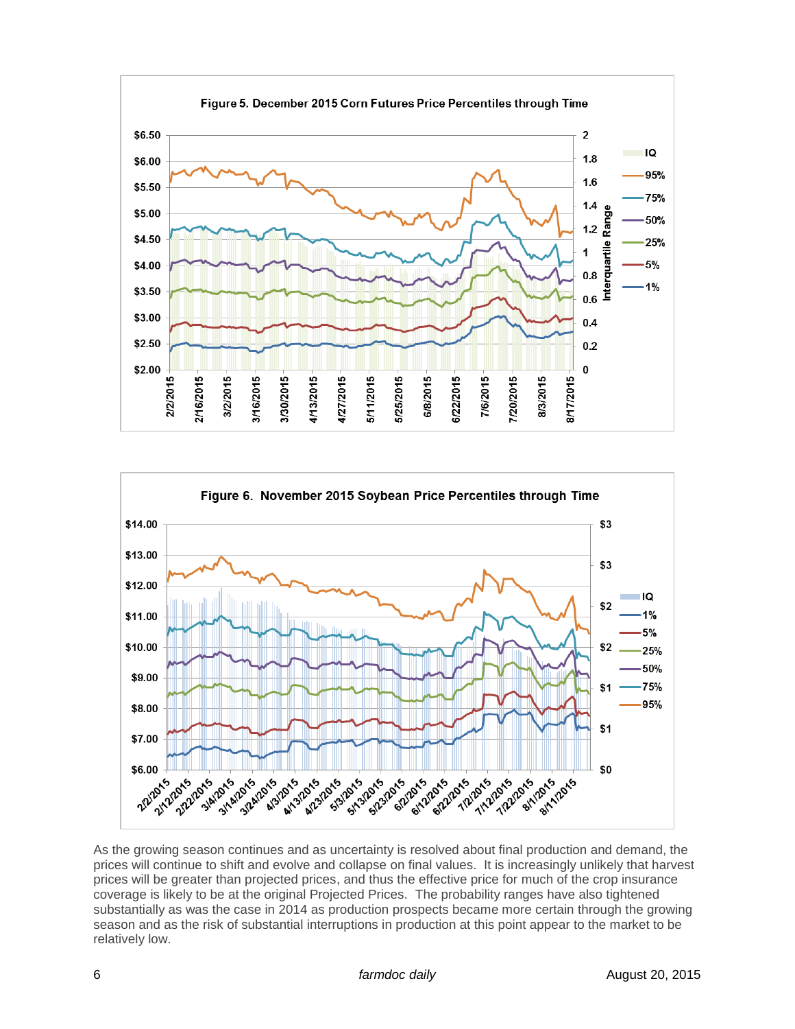Figure 5. December 2015 Corn Futures Price Percentiles through Time

$6.50
$6.00
$5.50
$5.00
$4.50
$4.00
$3.50
$3.00
$2.50
$2.00

2
1.8
1.6
1.4
1.2
1
0.8
0.6
0.4
0.2
0

Interquartile Range

IQ
95%
75%
50%
25%
5%
1%

2/2/2015
2/16/2015
3/2/2015
3/16/2015
3/30/2015
4/13/2015
4/27/2015
5/11/2015
5/25/2015
6/8/2015
6/22/2015
7/6/2015
7/20/2015
8/3/2015
8/17/2015

Figure 6. November 2015 Soybean Price Percentiles through Time

$14.00
$13.00
$12.00
$11.00
$10.00
$9.00
$8.00
$7.00
$6.00

$3
$3
$2
$2
$1
$1
$0

IQ
1%
5%
25%
50%
75%
95%

2/2/2015
2/12/2015
2/22/2015
3/4/2015
3/14/2015
3/24/2015
4/3/2015
4/13/2015
4/23/2015
5/3/2015
5/13/2015
5/23/2015
6/2/2015
6/12/2015
6/22/2015
7/2/2015
7/12/2015
7/22/2015
8/1/2015
8/11/2015

As the growing season continues and as uncertainty is resolved about final production and demand, the prices will continue to shift and evolve and collapse on final values. It is increasingly unlikely that harvest prices will be greater than projected prices, and thus the effective price for much of the crop insurance coverage is likely to be at the original Projected Prices. The probability ranges have also tightened substantially as was the case in 2014 as production prospects became more certain through the growing season and as the risk of substantial interruptions in production at this point appear to the market to be relatively low.